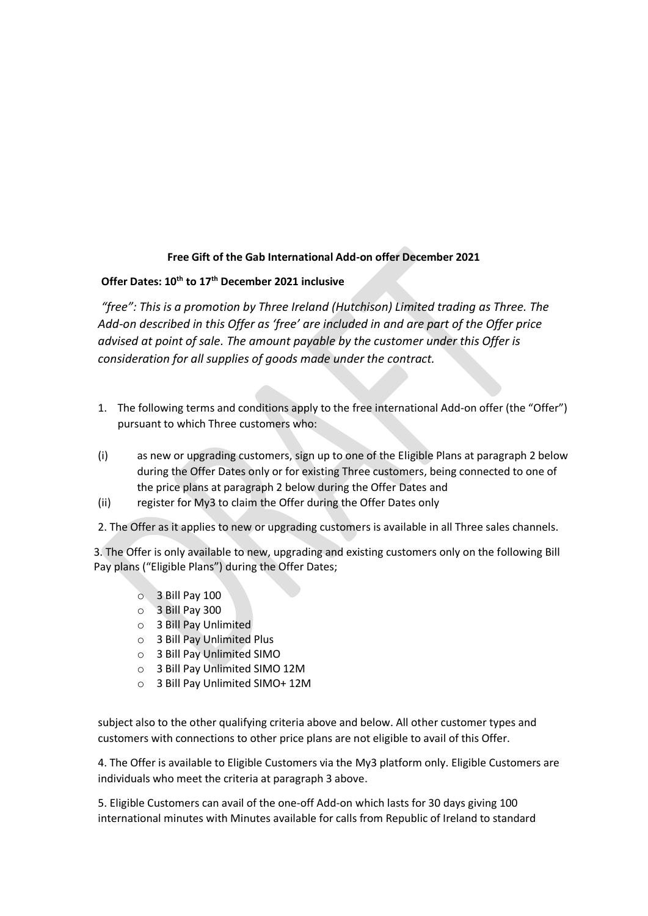**Free Gift of the Gab International Add-on offer December 2021**

**Offer Dates: 10th to 17th December 2021 inclusive**

*"free": This is a promotion by Three Ireland (Hutchison) Limited trading as Three. The Add-on described in this Offer as 'free' are included in and are part of the Offer price advised at point of sale. The amount payable by the customer under this Offer is consideration for all supplies of goods made under the contract.*

1. The following terms and conditions apply to the free international Add-on offer (the "Offer") pursuant to which Three customers who:

(i) as new or upgrading customers, sign up to one of the Eligible Plans at paragraph 2 below during the Offer Dates only or for existing Three customers, being connected to one of the price plans at paragraph 2 below during the Offer Dates and

(ii) register for My3 to claim the Offer during the Offer Dates only

2. The Offer as it applies to new or upgrading customers is available in all Three sales channels.

3. The Offer is only available to new, upgrading and existing customers only on the following Bill Pay plans ("Eligible Plans") during the Offer Dates;

- 3 Bill Pay 100
- 3 Bill Pay 300
- 3 Bill Pay Unlimited
- 3 Bill Pay Unlimited Plus
- 3 Bill Pay Unlimited SIMO
- 3 Bill Pay Unlimited SIMO 12M
- 3 Bill Pay Unlimited SIMO+ 12M

subject also to the other qualifying criteria above and below. All other customer types and customers with connections to other price plans are not eligible to avail of this Offer.

4. The Offer is available to Eligible Customers via the My3 platform only. Eligible Customers are individuals who meet the criteria at paragraph 3 above.

5. Eligible Customers can avail of the one-off Add-on which lasts for 30 days giving 100 international minutes with Minutes available for calls from Republic of Ireland to standard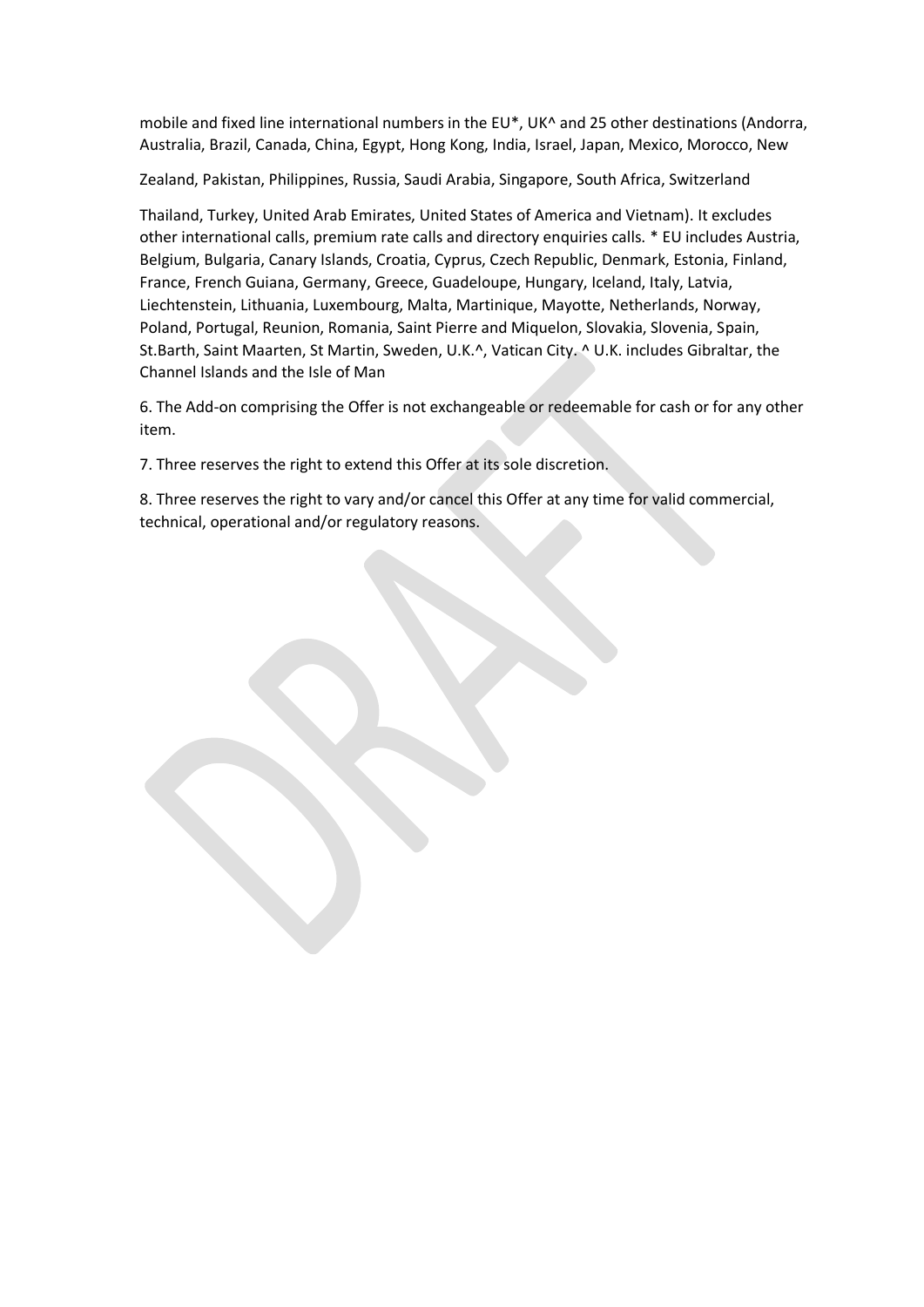mobile and fixed line international numbers in the EU*, UK^ and 25 other destinations (Andorra, Australia, Brazil, Canada, China, Egypt, Hong Kong, India, Israel, Japan, Mexico, Morocco, New

Zealand, Pakistan, Philippines, Russia, Saudi Arabia, Singapore, South Africa, Switzerland

Thailand, Turkey, United Arab Emirates, United States of America and Vietnam). It excludes other international calls, premium rate calls and directory enquiries calls. * EU includes Austria, Belgium, Bulgaria, Canary Islands, Croatia, Cyprus, Czech Republic, Denmark, Estonia, Finland, France, French Guiana, Germany, Greece, Guadeloupe, Hungary, Iceland, Italy, Latvia, Liechtenstein, Lithuania, Luxembourg, Malta, Martinique, Mayotte, Netherlands, Norway, Poland, Portugal, Reunion, Romania, Saint Pierre and Miquelon, Slovakia, Slovenia, Spain, St.Barth, Saint Maarten, St Martin, Sweden, U.K.^, Vatican City. ^ U.K. includes Gibraltar, the Channel Islands and the Isle of Man

6. The Add-on comprising the Offer is not exchangeable or redeemable for cash or for any other item.

7. Three reserves the right to extend this Offer at its sole discretion.

8. Three reserves the right to vary and/or cancel this Offer at any time for valid commercial, technical, operational and/or regulatory reasons.